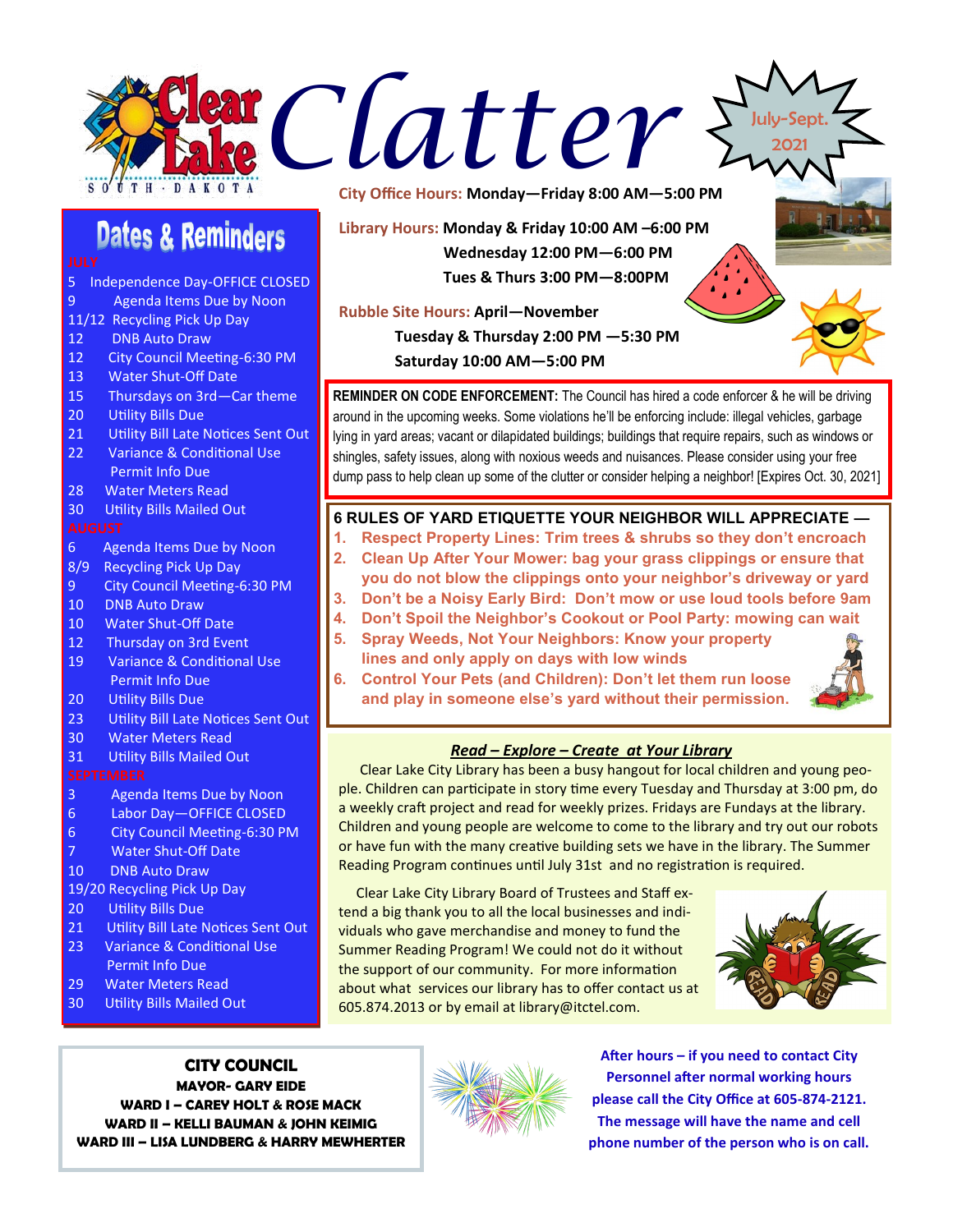# Clear Lake Clatter

July-Sept. 2021

**City Office Hours:** Monday—Friday 8:00 AM—5:00 PM

**Library Hours:** Monday & Friday 10:00 AM –6:00 PM
Wednesday 12:00 PM—6:00 PM
Tues & Thurs 3:00 PM—8:00PM

**Rubble Site Hours:** April—November
Tuesday & Thursday 2:00 PM —5:30 PM
Saturday 10:00 AM—5:00 PM

## Dates & Reminders

### JULY

- 5 Independence Day-OFFICE CLOSED
- 9 Agenda Items Due by Noon
- 11/12 Recycling Pick Up Day
- 12 DNB Auto Draw
- 12 City Council Meeting-6:30 PM
- 13 Water Shut-Off Date
- 15 Thursdays on 3rd—Car theme
- 20 Utility Bills Due
- 21 Utility Bill Late Notices Sent Out
- 22 Variance & Conditional Use Permit Info Due
- 28 Water Meters Read
- 30 Utility Bills Mailed Out

### AUGUST

- 6 Agenda Items Due by Noon
- 8/9 Recycling Pick Up Day
- 9 City Council Meeting-6:30 PM
- 10 DNB Auto Draw
- 10 Water Shut-Off Date
- 12 Thursday on 3rd Event
- 19 Variance & Conditional Use Permit Info Due
- 20 Utility Bills Due
- 23 Utility Bill Late Notices Sent Out
- 30 Water Meters Read
- 31 Utility Bills Mailed Out

### SEPTEMBER

- 3 Agenda Items Due by Noon
- 6 Labor Day—OFFICE CLOSED
- 6 City Council Meeting-6:30 PM
- 7 Water Shut-Off Date
- 10 DNB Auto Draw
- 19/20 Recycling Pick Up Day
- 20 Utility Bills Due
- 21 Utility Bill Late Notices Sent Out
- 23 Variance & Conditional Use Permit Info Due
- 29 Water Meters Read
- 30 Utility Bills Mailed Out

**REMINDER ON CODE ENFORCEMENT:** The Council has hired a code enforcer & he will be driving around in the upcoming weeks. Some violations he'll be enforcing include: illegal vehicles, garbage lying in yard areas; vacant or dilapidated buildings; buildings that require repairs, such as windows or shingles, safety issues, along with noxious weeds and nuisances. Please consider using your free dump pass to help clean up some of the clutter or consider helping a neighbor! [Expires Oct. 30, 2021]

## 6 RULES OF YARD ETIQUETTE YOUR NEIGHBOR WILL APPRECIATE —

1. Respect Property Lines: Trim trees & shrubs so they don't encroach
2. Clean Up After Your Mower: bag your grass clippings or ensure that you do not blow the clippings onto your neighbor's driveway or yard
3. Don't be a Noisy Early Bird: Don't mow or use loud tools before 9am
4. Don't Spoil the Neighbor's Cookout or Pool Party: mowing can wait
5. Spray Weeds, Not Your Neighbors: Know your property lines and only apply on days with low winds
6. Control Your Pets (and Children): Don't let them run loose and play in someone else's yard without their permission.

## *Read – Explore – Create at Your Library*

Clear Lake City Library has been a busy hangout for local children and young people. Children can participate in story time every Tuesday and Thursday at 3:00 pm, do a weekly craft project and read for weekly prizes. Fridays are Fundays at the library. Children and young people are welcome to come to the library and try out our robots or have fun with the many creative building sets we have in the library. The Summer Reading Program continues until July 31st and no registration is required.

Clear Lake City Library Board of Trustees and Staff extend a big thank you to all the local businesses and individuals who gave merchandise and money to fund the Summer Reading Program! We could not do it without the support of our community. For more information about what services our library has to offer contact us at 605.874.2013 or by email at library@itctel.com.

**CITY COUNCIL**
**MAYOR- GARY EIDE**
**WARD I – CAREY HOLT & ROSE MACK**
**WARD II – KELLI BAUMAN & JOHN KEIMIG**
**WARD III – LISA LUNDBERG & HARRY MEWHERTER**

**After hours – if you need to contact City Personnel after normal working hours please call the City Office at 605-874-2121. The message will have the name and cell phone number of the person who is on call.**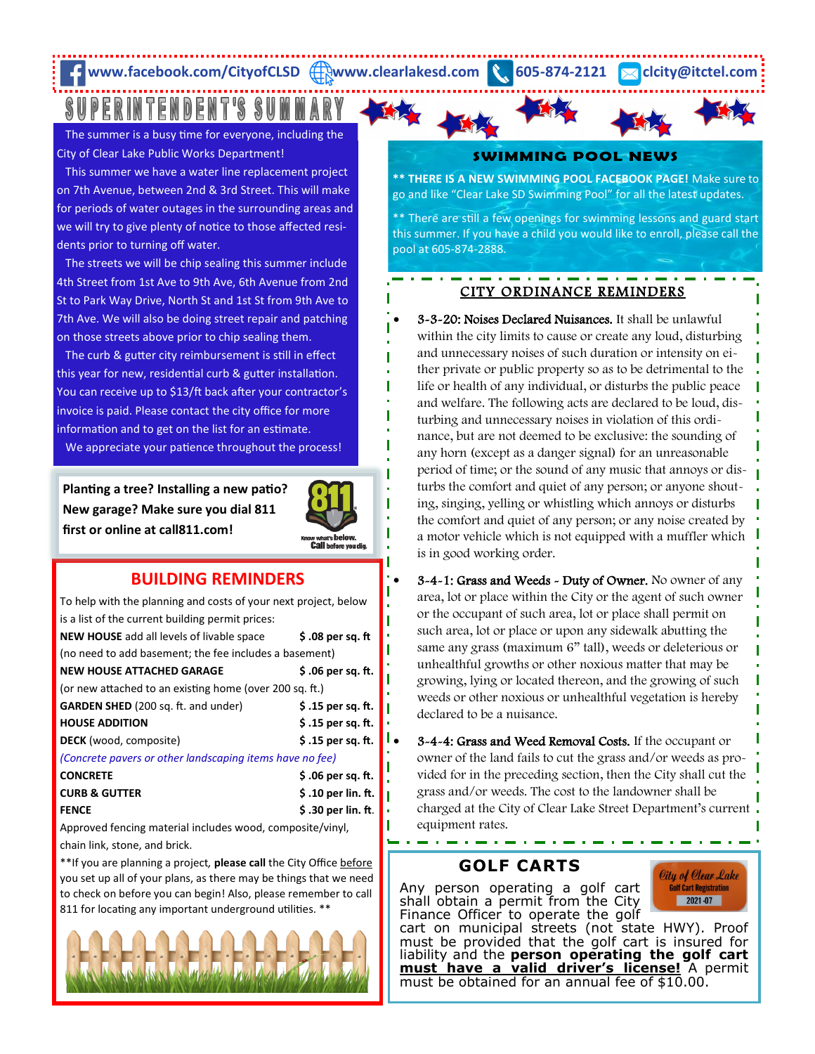www.facebook.com/CityofCLSD www.clearlakesd.com 605-874-2121 clcity@itctel.com

# SUPERINTENDENT'S SUMMARY

The summer is a busy time for everyone, including the City of Clear Lake Public Works Department!

This summer we have a water line replacement project on 7th Avenue, between 2nd & 3rd Street. This will make for periods of water outages in the surrounding areas and we will try to give plenty of notice to those affected residents prior to turning off water.

The streets we will be chip sealing this summer include 4th Street from 1st Ave to 9th Ave, 6th Avenue from 2nd St to Park Way Drive, North St and 1st St from 9th Ave to 7th Ave. We will also be doing street repair and patching on those streets above prior to chip sealing them.

The curb & gutter city reimbursement is still in effect this year for new, residential curb & gutter installation. You can receive up to $13/ft back after your contractor's invoice is paid. Please contact the city office for more information and to get on the list for an estimate.

We appreciate your patience throughout the process!

**Planting a tree? Installing a new patio? New garage? Make sure you dial 811 first or online at call811.com!**

811 Know what's below. Call before you dig.

## BUILDING REMINDERS

To help with the planning and costs of your next project, below is a list of the current building permit prices:

| | |
|---|---|
| **NEW HOUSE** add all levels of livable space (no need to add basement; the fee includes a basement) | **$ .08 per sq. ft** |
| **NEW HOUSE ATTACHED GARAGE** (or new attached to an existing home (over 200 sq. ft.) | **$ .06 per sq. ft.** |
| **GARDEN SHED** (200 sq. ft. and under) | **$ .15 per sq. ft.** |
| **HOUSE ADDITION** | **$ .15 per sq. ft.** |
| **DECK** (wood, composite) | **$ .15 per sq. ft.** |
| *(Concrete pavers or other landscaping items have no fee)* | |
| **CONCRETE** | **$ .06 per sq. ft.** |
| **CURB & GUTTER** | **$ .10 per lin. ft.** |
| **FENCE** | **$ .30 per lin. ft.** |

Approved fencing material includes wood, composite/vinyl, chain link, stone, and brick.

**If you are planning a project, **please call** the City Office before you set up all of your plans, as there may be things that we need to check on before you can begin! Also, please remember to call 811 for locating any important underground utilities. **

## SWIMMING POOL NEWS

**** THERE IS A NEW SWIMMING POOL FACEBOOK PAGE!** Make sure to go and like "Clear Lake SD Swimming Pool" for all the latest updates.

** There are still a few openings for swimming lessons and guard start this summer. If you have a child you would like to enroll, please call the pool at 605-874-2888.

## CITY ORDINANCE REMINDERS

- **3-3-20: Noises Declared Nuisances.** It shall be unlawful within the city limits to cause or create any loud, disturbing and unnecessary noises of such duration or intensity on either private or public property so as to be detrimental to the life or health of any individual, or disturbs the public peace and welfare. The following acts are declared to be loud, disturbing and unnecessary noises in violation of this ordinance, but are not deemed to be exclusive: the sounding of any horn (except as a danger signal) for an unreasonable period of time; or the sound of any music that annoys or disturbs the comfort and quiet of any person; or anyone shouting, singing, yelling or whistling which annoys or disturbs the comfort and quiet of any person; or any noise created by a motor vehicle which is not equipped with a muffler which is in good working order.
- **3-4-1: Grass and Weeds - Duty of Owner.** No owner of any area, lot or place within the City or the agent of such owner or the occupant of such area, lot or place shall permit on such area, lot or place or upon any sidewalk abutting the same any grass (maximum 6" tall), weeds or deleterious or unhealthful growths or other noxious matter that may be growing, lying or located thereon, and the growing of such weeds or other noxious or unhealthful vegetation is hereby declared to be a nuisance.
- **3-4-4: Grass and Weed Removal Costs.** If the occupant or owner of the land fails to cut the grass and/or weeds as provided for in the preceding section, then the City shall cut the grass and/or weeds. The cost to the landowner shall be charged at the City of Clear Lake Street Department's current equipment rates.

## GOLF CARTS

City of Clear Lake Golf Cart Registration 2021-07

Any person operating a golf cart shall obtain a permit from the City Finance Officer to operate the golf cart on municipal streets (not state HWY). Proof must be provided that the golf cart is insured for liability and the **person operating the golf cart** **must have a valid driver's license!** A permit must be obtained for an annual fee of $10.00.